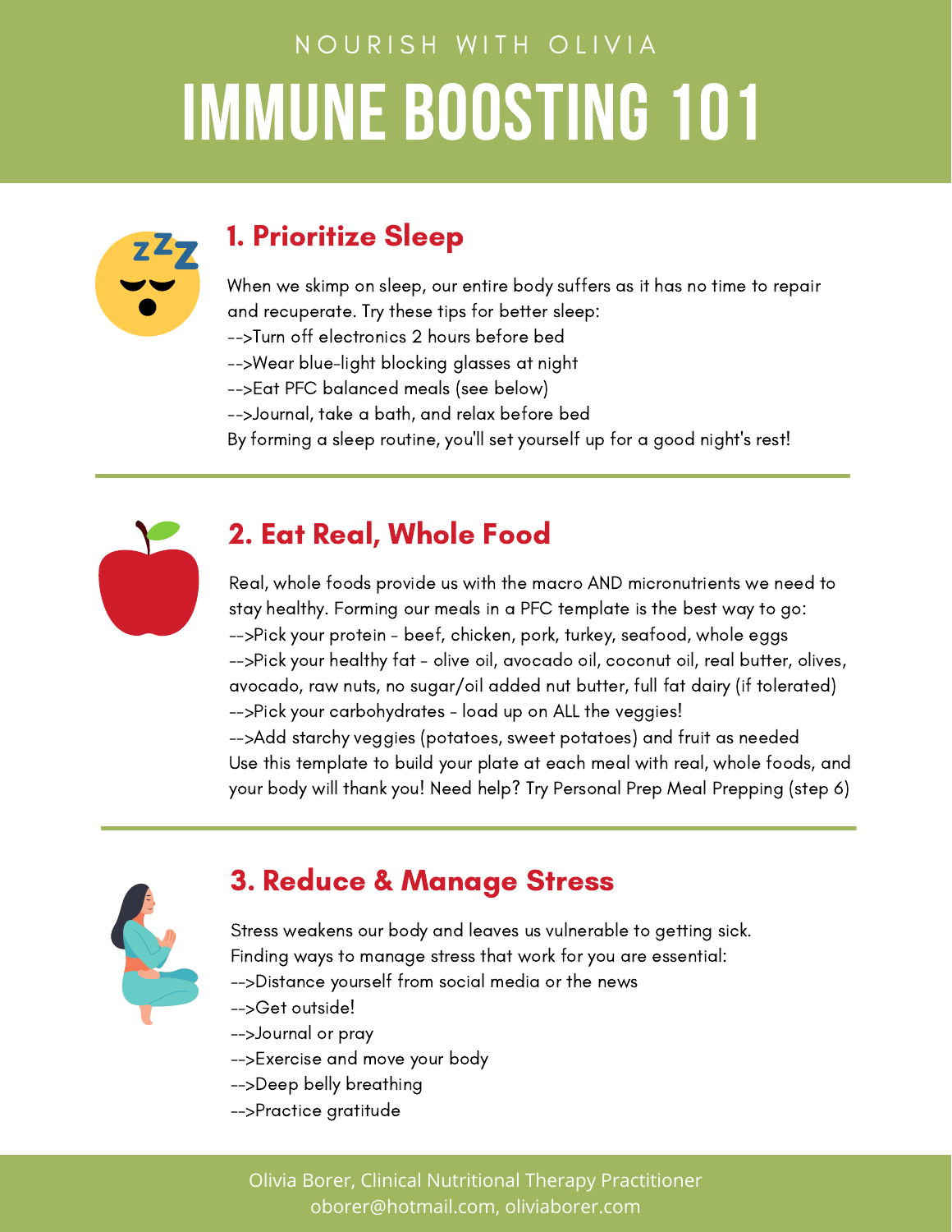NOURISH WITH OLIVIA

# IMMUNE BOOSTING 101

## 1. Prioritize Sleep

When we skimp on sleep, our entire body suffers as it has no time to repair and recuperate. Try these tips for better sleep:
-->Turn off electronics 2 hours before bed
-->Wear blue-light blocking glasses at night
-->Eat PFC balanced meals (see below)
-->Journal, take a bath, and relax before bed
By forming a sleep routine, you'll set yourself up for a good night's rest!

## 2. Eat Real, Whole Food

Real, whole foods provide us with the macro AND micronutrients we need to stay healthy. Forming our meals in a PFC template is the best way to go:
-->Pick your protein - beef, chicken, pork, turkey, seafood, whole eggs
-->Pick your healthy fat - olive oil, avocado oil, coconut oil, real butter, olives, avocado, raw nuts, no sugar/oil added nut butter, full fat dairy (if tolerated)
-->Pick your carbohydrates - load up on ALL the veggies!
-->Add starchy veggies (potatoes, sweet potatoes) and fruit as needed
Use this template to build your plate at each meal with real, whole foods, and your body will thank you! Need help? Try Personal Prep Meal Prepping (step 6)

## 3. Reduce & Manage Stress

Stress weakens our body and leaves us vulnerable to getting sick. Finding ways to manage stress that work for you are essential:
-->Distance yourself from social media or the news
-->Get outside!
-->Journal or pray
-->Exercise and move your body
-->Deep belly breathing
-->Practice gratitude

Olivia Borer, Clinical Nutritional Therapy Practitioner
oborer@hotmail.com, oliviaborer.com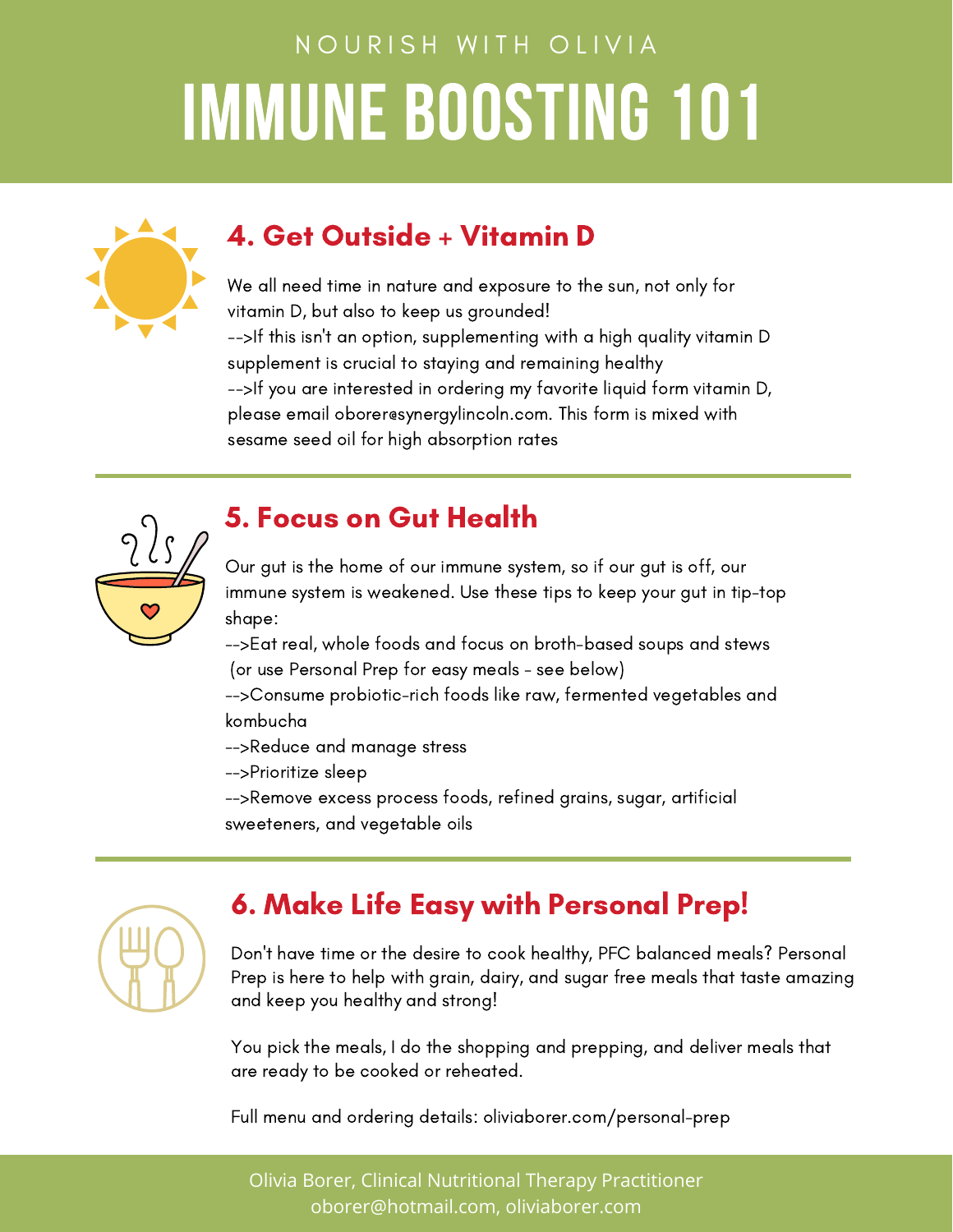NOURISH WITH OLIVIA

# IMMUNE BOOSTING 101

## 4. Get Outside + Vitamin D

We all need time in nature and exposure to the sun, not only for vitamin D, but also to keep us grounded!

-->If this isn't an option, supplementing with a high quality vitamin D supplement is crucial to staying and remaining healthy

-->If you are interested in ordering my favorite liquid form vitamin D, please email oborer@synergylincoln.com. This form is mixed with sesame seed oil for high absorption rates

## 5. Focus on Gut Health

Our gut is the home of our immune system, so if our gut is off, our immune system is weakened. Use these tips to keep your gut in tip-top shape:

-->Eat real, whole foods and focus on broth-based soups and stews (or use Personal Prep for easy meals - see below)

-->Consume probiotic-rich foods like raw, fermented vegetables and kombucha

-->Reduce and manage stress

-->Prioritize sleep

-->Remove excess process foods, refined grains, sugar, artificial sweeteners, and vegetable oils

## 6. Make Life Easy with Personal Prep!

Don't have time or the desire to cook healthy, PFC balanced meals? Personal Prep is here to help with grain, dairy, and sugar free meals that taste amazing and keep you healthy and strong!

You pick the meals, I do the shopping and prepping, and deliver meals that are ready to be cooked or reheated.

Full menu and ordering details: oliviaborer.com/personal-prep

Olivia Borer, Clinical Nutritional Therapy Practitioner
oborer@hotmail.com, oliviaborer.com